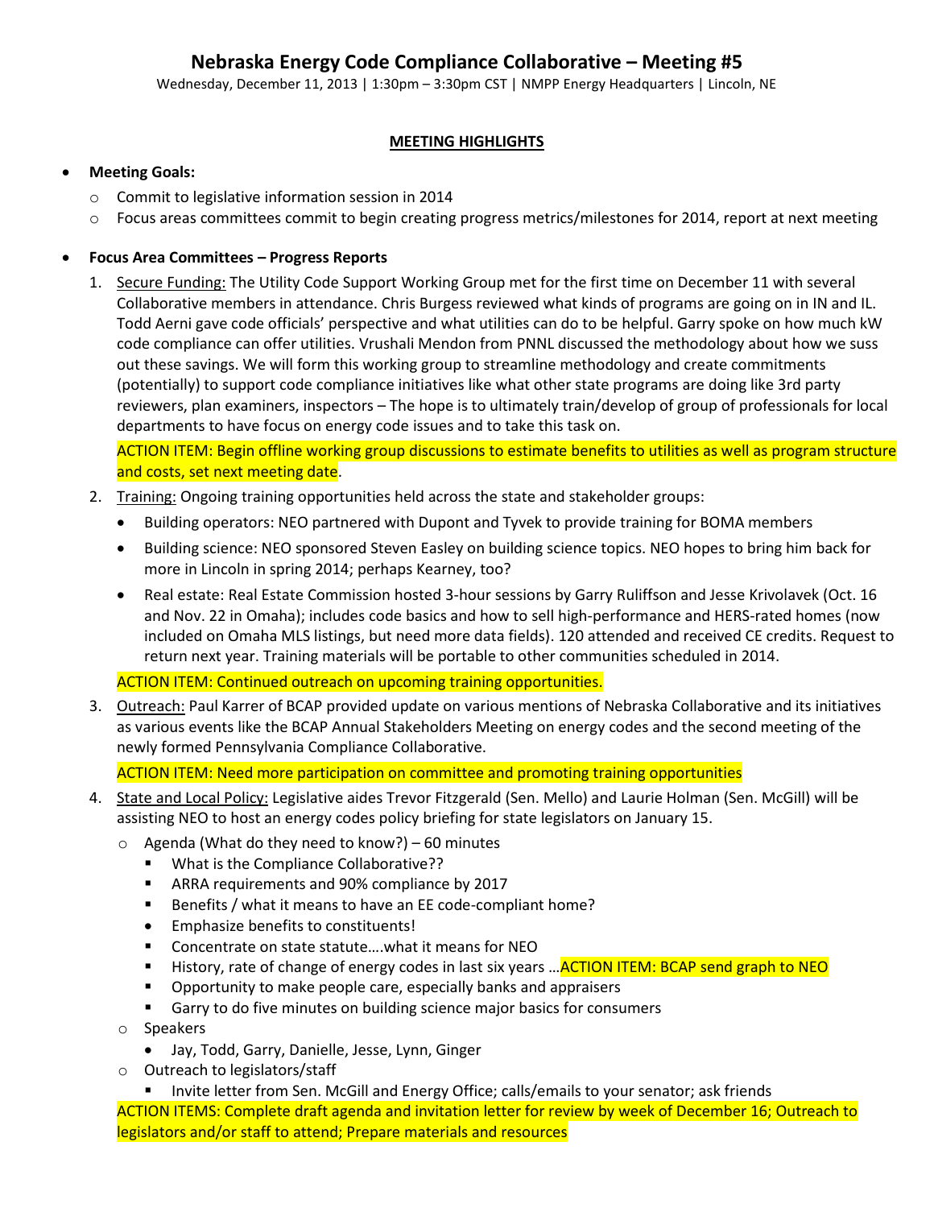# Nebraska Energy Code Compliance Collaborative – Meeting #5

Wednesday, December 11, 2013 | 1:30pm – 3:30pm CST | NMPP Energy Headquarters | Lincoln, NE

**MEETING HIGHLIGHTS**

- **Meeting Goals:**
  - Commit to legislative information session in 2014
  - Focus areas committees commit to begin creating progress metrics/milestones for 2014, report at next meeting

- **Focus Area Committees – Progress Reports**

  1. Secure Funding: The Utility Code Support Working Group met for the first time on December 11 with several Collaborative members in attendance. Chris Burgess reviewed what kinds of programs are going on in IN and IL. Todd Aerni gave code officials' perspective and what utilities can do to be helpful. Garry spoke on how much kW code compliance can offer utilities. Vrushali Mendon from PNNL discussed the methodology about how we suss out these savings. We will form this working group to streamline methodology and create commitments (potentially) to support code compliance initiatives like what other state programs are doing like 3rd party reviewers, plan examiners, inspectors – The hope is to ultimately train/develop of group of professionals for local departments to have focus on energy code issues and to take this task on.

     ACTION ITEM: Begin offline working group discussions to estimate benefits to utilities as well as program structure and costs, set next meeting date.

  2. Training: Ongoing training opportunities held across the state and stakeholder groups:
     - Building operators: NEO partnered with Dupont and Tyvek to provide training for BOMA members
     - Building science: NEO sponsored Steven Easley on building science topics. NEO hopes to bring him back for more in Lincoln in spring 2014; perhaps Kearney, too?
     - Real estate: Real Estate Commission hosted 3-hour sessions by Garry Ruliffson and Jesse Krivolavek (Oct. 16 and Nov. 22 in Omaha); includes code basics and how to sell high-performance and HERS-rated homes (now included on Omaha MLS listings, but need more data fields). 120 attended and received CE credits. Request to return next year. Training materials will be portable to other communities scheduled in 2014.

     ACTION ITEM: Continued outreach on upcoming training opportunities.

  3. Outreach: Paul Karrer of BCAP provided update on various mentions of Nebraska Collaborative and its initiatives as various events like the BCAP Annual Stakeholders Meeting on energy codes and the second meeting of the newly formed Pennsylvania Compliance Collaborative.

     ACTION ITEM: Need more participation on committee and promoting training opportunities

  4. State and Local Policy: Legislative aides Trevor Fitzgerald (Sen. Mello) and Laurie Holman (Sen. McGill) will be assisting NEO to host an energy codes policy briefing for state legislators on January 15.
     - Agenda (What do they need to know?) – 60 minutes
       - What is the Compliance Collaborative??
       - ARRA requirements and 90% compliance by 2017
       - Benefits / what it means to have an EE code-compliant home?
       - Emphasize benefits to constituents!
       - Concentrate on state statute….what it means for NEO
       - History, rate of change of energy codes in last six years …ACTION ITEM: BCAP send graph to NEO
       - Opportunity to make people care, especially banks and appraisers
       - Garry to do five minutes on building science major basics for consumers
     - Speakers
       - Jay, Todd, Garry, Danielle, Jesse, Lynn, Ginger
     - Outreach to legislators/staff
       - Invite letter from Sen. McGill and Energy Office; calls/emails to your senator; ask friends

     ACTION ITEMS: Complete draft agenda and invitation letter for review by week of December 16; Outreach to legislators and/or staff to attend; Prepare materials and resources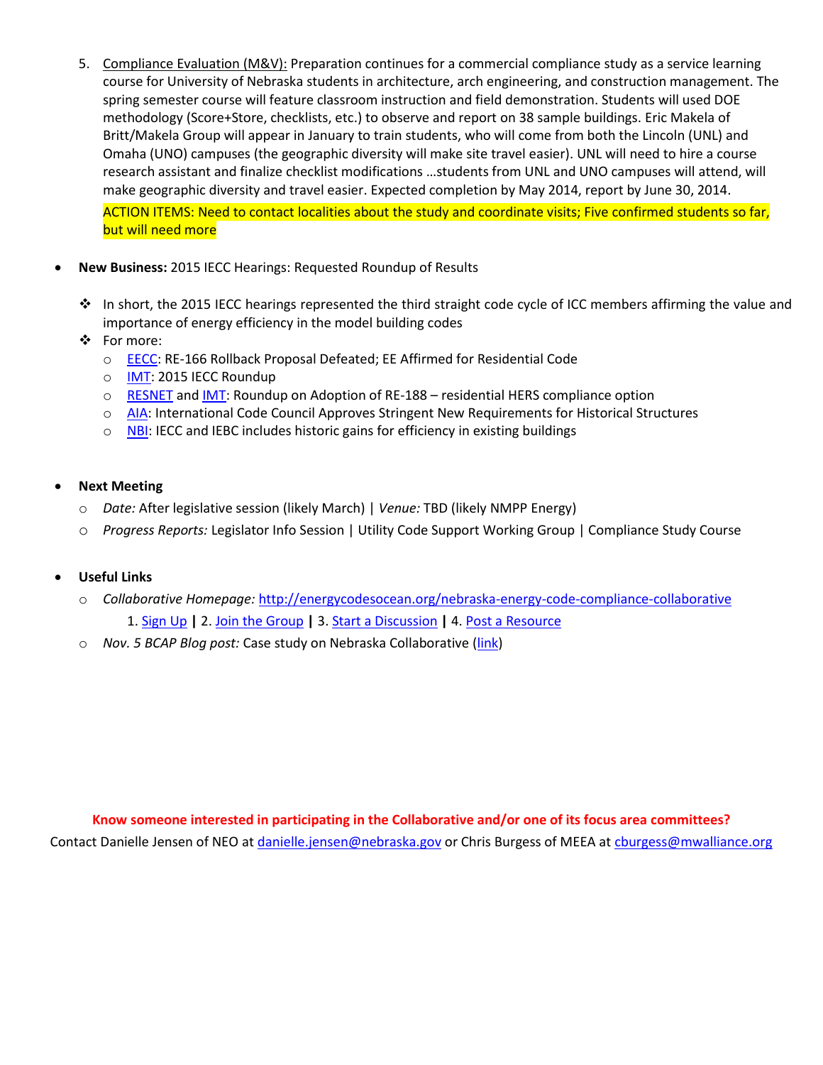5. Compliance Evaluation (M&V): Preparation continues for a commercial compliance study as a service learning course for University of Nebraska students in architecture, arch engineering, and construction management. The spring semester course will feature classroom instruction and field demonstration. Students will used DOE methodology (Score+Store, checklists, etc.) to observe and report on 38 sample buildings. Eric Makela of Britt/Makela Group will appear in January to train students, who will come from both the Lincoln (UNL) and Omaha (UNO) campuses (the geographic diversity will make site travel easier). UNL will need to hire a course research assistant and finalize checklist modifications …students from UNL and UNO campuses will attend, will make geographic diversity and travel easier. Expected completion by May 2014, report by June 30, 2014.

   ACTION ITEMS: Need to contact localities about the study and coordinate visits; Five confirmed students so far, but will need more

- **New Business:** 2015 IECC Hearings: Requested Roundup of Results
  - In short, the 2015 IECC hearings represented the third straight code cycle of ICC members affirming the value and importance of energy efficiency in the model building codes
  - For more:
    - EECC: RE-166 Rollback Proposal Defeated; EE Affirmed for Residential Code
    - IMT: 2015 IECC Roundup
    - RESNET and IMT: Roundup on Adoption of RE-188 – residential HERS compliance option
    - AIA: International Code Council Approves Stringent New Requirements for Historical Structures
    - NBI: IECC and IEBC includes historic gains for efficiency in existing buildings

- **Next Meeting**
  - *Date:* After legislative session (likely March) | *Venue:* TBD (likely NMPP Energy)
  - *Progress Reports:* Legislator Info Session | Utility Code Support Working Group | Compliance Study Course

- **Useful Links**
  - *Collaborative Homepage:* http://energycodesocean.org/nebraska-energy-code-compliance-collaborative
    1. Sign Up **|** 2. Join the Group **|** 3. Start a Discussion **|** 4. Post a Resource
  - *Nov. 5 BCAP Blog post:* Case study on Nebraska Collaborative (link)

**Know someone interested in participating in the Collaborative and/or one of its focus area committees?**

Contact Danielle Jensen of NEO at danielle.jensen@nebraska.gov or Chris Burgess of MEEA at cburgess@mwalliance.org